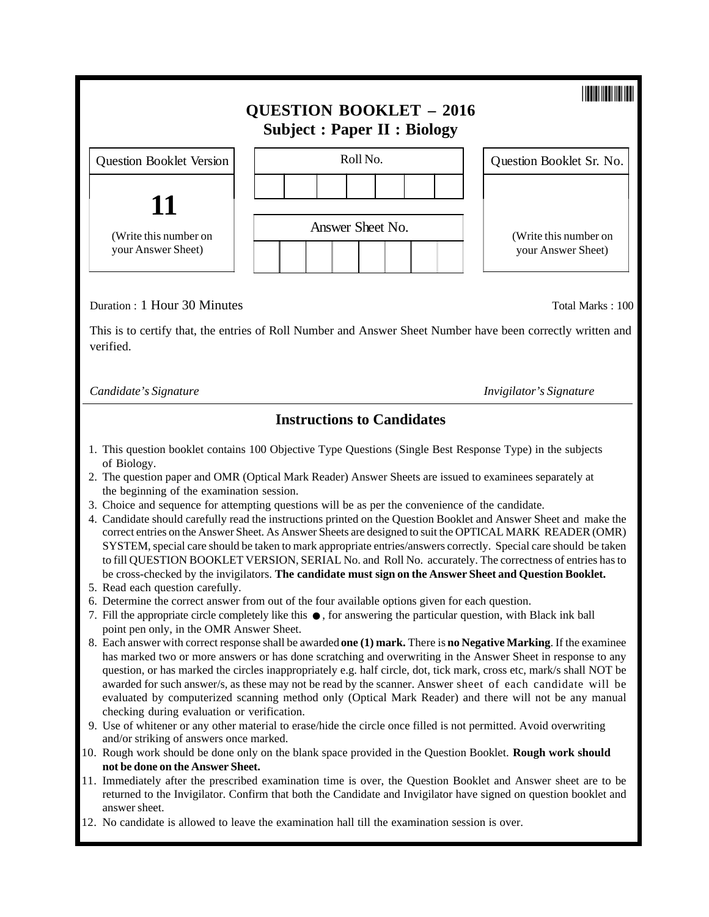# QUESTION BOOKLET – 2016

## Subject : Paper II : Biology

| Question Booklet Version | Roll No. | Question Booklet Sr. No. |
|---|---|---|
| **11** | | |
| (Write this number on your Answer Sheet) | Answer Sheet No. | (Write this number on your Answer Sheet) |

Duration : 1 Hour 30 Minutes

Total Marks : 100

This is to certify that, the entries of Roll Number and Answer Sheet Number have been correctly written and verified.

*Candidate's Signature*

*Invigilator's Signature*

## Instructions to Candidates

1. This question booklet contains 100 Objective Type Questions (Single Best Response Type) in the subjects of Biology.
2. The question paper and OMR (Optical Mark Reader) Answer Sheets are issued to examinees separately at the beginning of the examination session.
3. Choice and sequence for attempting questions will be as per the convenience of the candidate.
4. Candidate should carefully read the instructions printed on the Question Booklet and Answer Sheet and make the correct entries on the Answer Sheet. As Answer Sheets are designed to suit the OPTICAL MARK READER (OMR) SYSTEM, special care should be taken to mark appropriate entries/answers correctly. Special care should be taken to fill QUESTION BOOKLET VERSION, SERIAL No. and Roll No. accurately. The correctness of entries has to be cross-checked by the invigilators. **The candidate must sign on the Answer Sheet and Question Booklet.**
5. Read each question carefully.
6. Determine the correct answer from out of the four available options given for each question.
7. Fill the appropriate circle completely like this ●, for answering the particular question, with Black ink ball point pen only, in the OMR Answer Sheet.
8. Each answer with correct response shall be awarded **one (1) mark.** There is **no Negative Marking**. If the examinee has marked two or more answers or has done scratching and overwriting in the Answer Sheet in response to any question, or has marked the circles inappropriately e.g. half circle, dot, tick mark, cross etc, mark/s shall NOT be awarded for such answer/s, as these may not be read by the scanner. Answer sheet of each candidate will be evaluated by computerized scanning method only (Optical Mark Reader) and there will not be any manual checking during evaluation or verification.
9. Use of whitener or any other material to erase/hide the circle once filled is not permitted. Avoid overwriting and/or striking of answers once marked.
10. Rough work should be done only on the blank space provided in the Question Booklet. **Rough work should not be done on the Answer Sheet.**
11. Immediately after the prescribed examination time is over, the Question Booklet and Answer sheet are to be returned to the Invigilator. Confirm that both the Candidate and Invigilator have signed on question booklet and answer sheet.
12. No candidate is allowed to leave the examination hall till the examination session is over.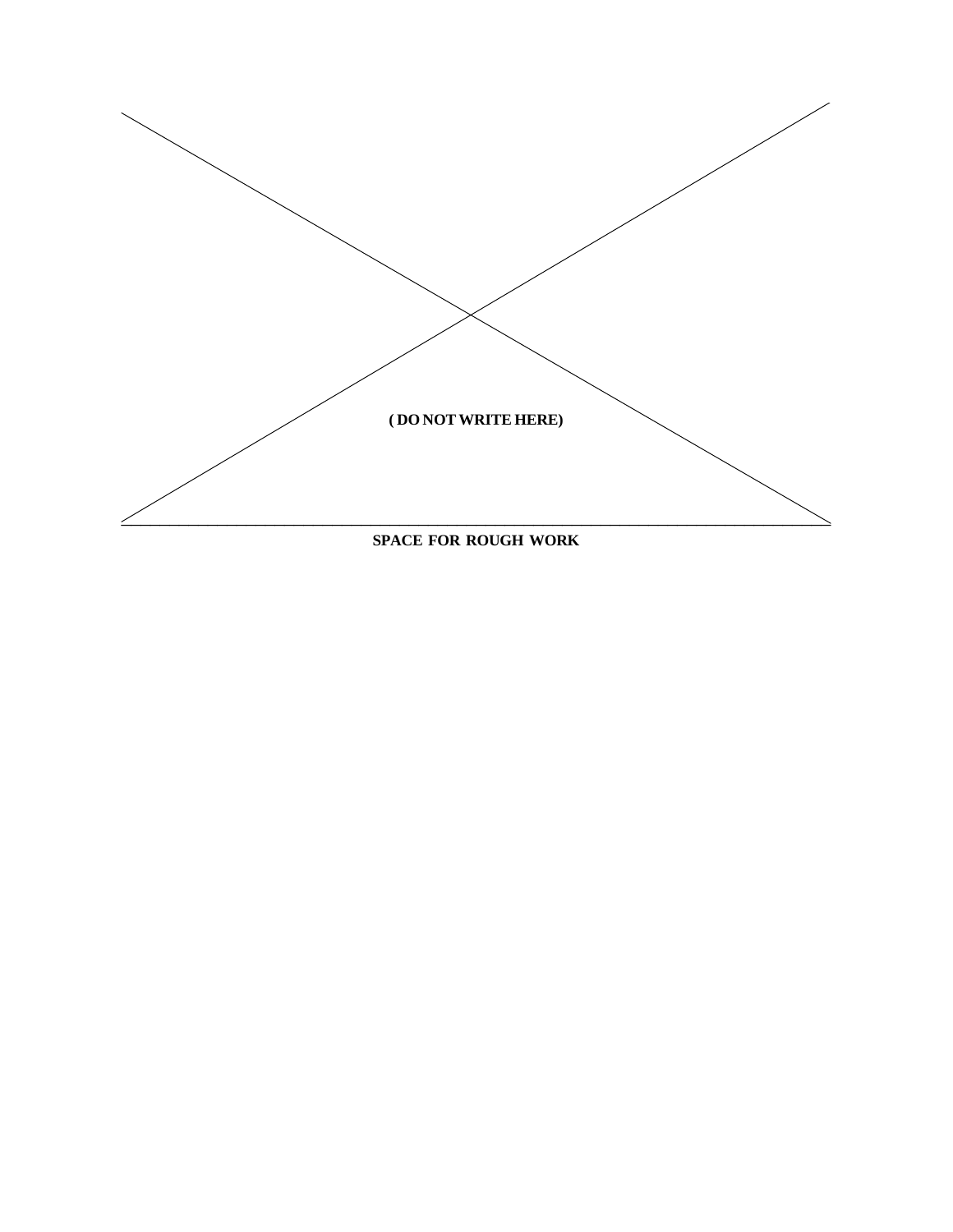( DO NOT WRITE HERE)

**SPACE FOR ROUGH WORK**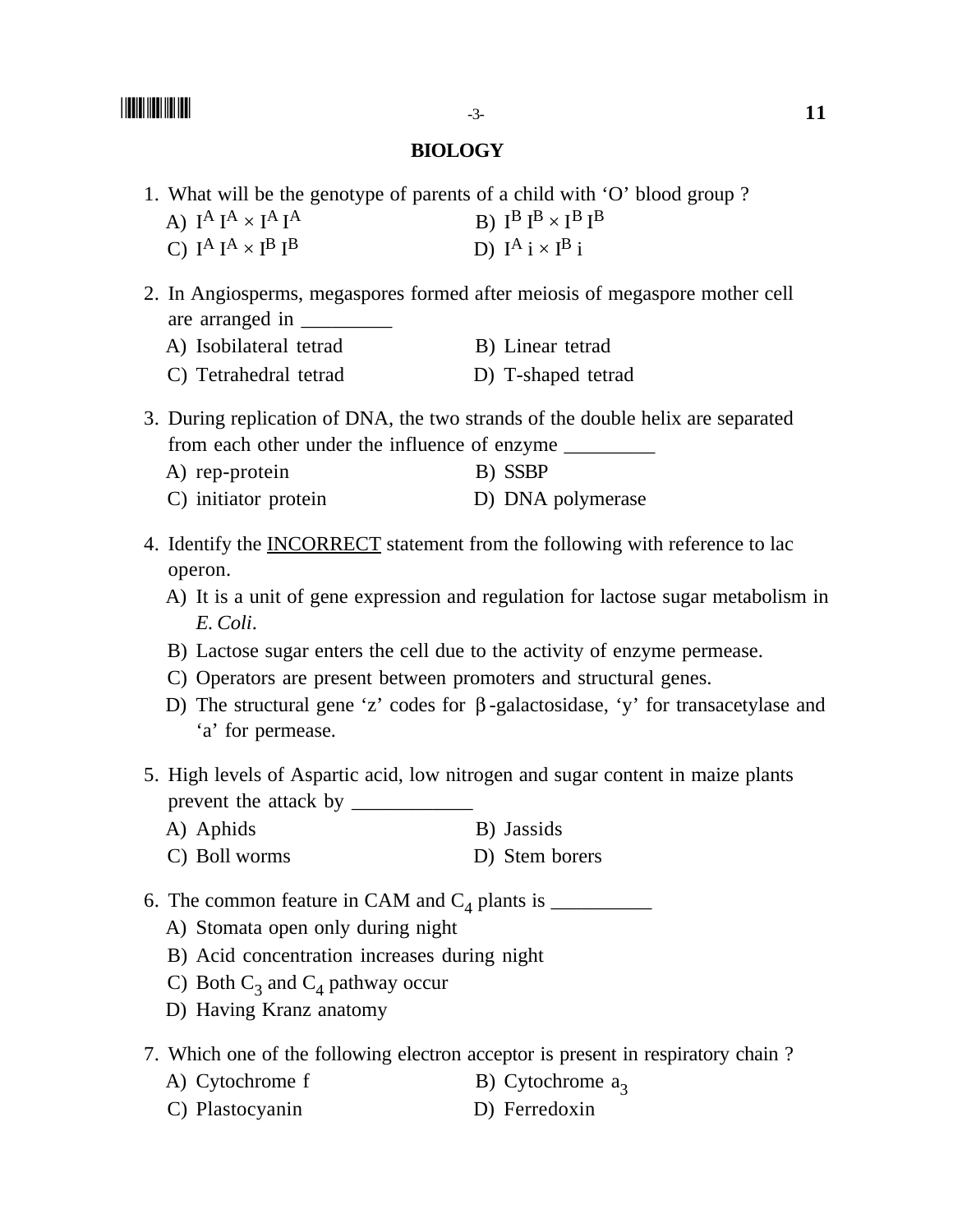# BIOLOGY

1. What will be the genotype of parents of a child with 'O' blood group ?
   A) $I^A I^A \times I^A I^A$
   B) $I^B I^B \times I^B I^B$
   C) $I^A I^A \times I^B I^B$
   D) $I^A i \times I^B i$

2. In Angiosperms, megaspores formed after meiosis of megaspore mother cell are arranged in _________
   A) Isobilateral tetrad
   B) Linear tetrad
   C) Tetrahedral tetrad
   D) T-shaped tetrad

3. During replication of DNA, the two strands of the double helix are separated from each other under the influence of enzyme _________
   A) rep-protein
   B) SSBP
   C) initiator protein
   D) DNA polymerase

4. Identify the INCORRECT statement from the following with reference to lac operon.
   A) It is a unit of gene expression and regulation for lactose sugar metabolism in *E. Coli*.
   B) Lactose sugar enters the cell due to the activity of enzyme permease.
   C) Operators are present between promoters and structural genes.
   D) The structural gene 'z' codes for $\beta$-galactosidase, 'y' for transacetylase and 'a' for permease.

5. High levels of Aspartic acid, low nitrogen and sugar content in maize plants prevent the attack by ____________
   A) Aphids
   B) Jassids
   C) Boll worms
   D) Stem borers

6. The common feature in CAM and $C_4$ plants is __________
   A) Stomata open only during night
   B) Acid concentration increases during night
   C) Both $C_3$ and $C_4$ pathway occur
   D) Having Kranz anatomy

7. Which one of the following electron acceptor is present in respiratory chain ?
   A) Cytochrome f
   B) Cytochrome $a_3$
   C) Plastocyanin
   D) Ferredoxin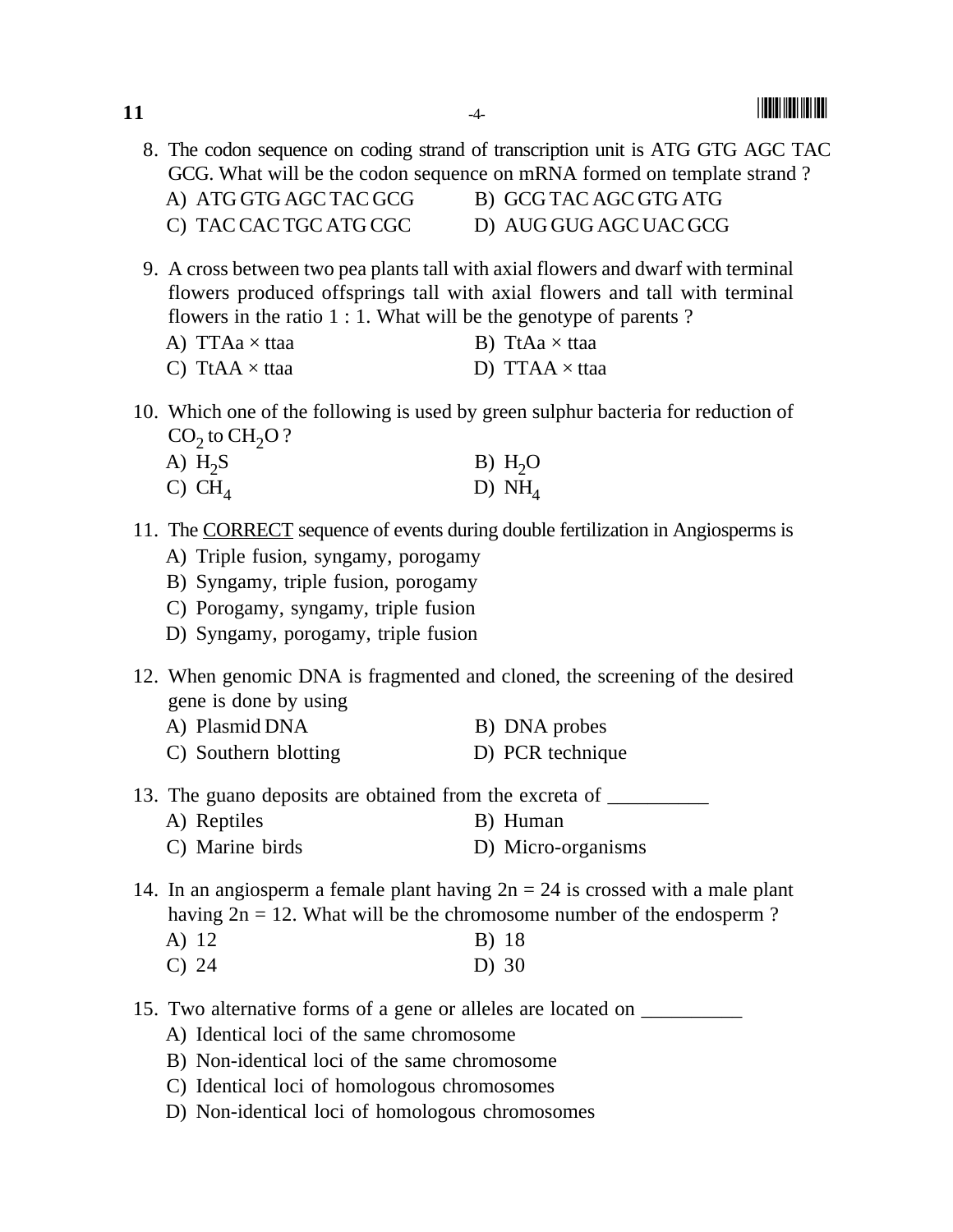8. The codon sequence on coding strand of transcription unit is ATG GTG AGC TAC GCG. What will be the codon sequence on mRNA formed on template strand ?

   A) ATG GTG AGC TAC GCG  B) GCG TAC AGC GTG ATG

   C) TAC CAC TGC ATG CGC  D) AUG GUG AGC UAC GCG

9. A cross between two pea plants tall with axial flowers and dwarf with terminal flowers produced offsprings tall with axial flowers and tall with terminal flowers in the ratio 1 : 1. What will be the genotype of parents ?

   A) TTAa × ttaa  B) TtAa × ttaa

   C) TtAA × ttaa  D) TTAA × ttaa

10. Which one of the following is used by green sulphur bacteria for reduction of $CO_2$ to $CH_2O$ ?

    A) $H_2S$  B) $H_2O$

    C) $CH_4$  D) $NH_4$

11. The <u>CORRECT</u> sequence of events during double fertilization in Angiosperms is

    A) Triple fusion, syngamy, porogamy

    B) Syngamy, triple fusion, porogamy

    C) Porogamy, syngamy, triple fusion

    D) Syngamy, porogamy, triple fusion

12. When genomic DNA is fragmented and cloned, the screening of the desired gene is done by using

    A) Plasmid DNA  B) DNA probes

    C) Southern blotting  D) PCR technique

13. The guano deposits are obtained from the excreta of __________

    A) Reptiles  B) Human

    C) Marine birds  D) Micro-organisms

14. In an angiosperm a female plant having 2n = 24 is crossed with a male plant having 2n = 12. What will be the chromosome number of the endosperm ?

    A) 12  B) 18

    C) 24  D) 30

15. Two alternative forms of a gene or alleles are located on __________

    A) Identical loci of the same chromosome

    B) Non-identical loci of the same chromosome

    C) Identical loci of homologous chromosomes

    D) Non-identical loci of homologous chromosomes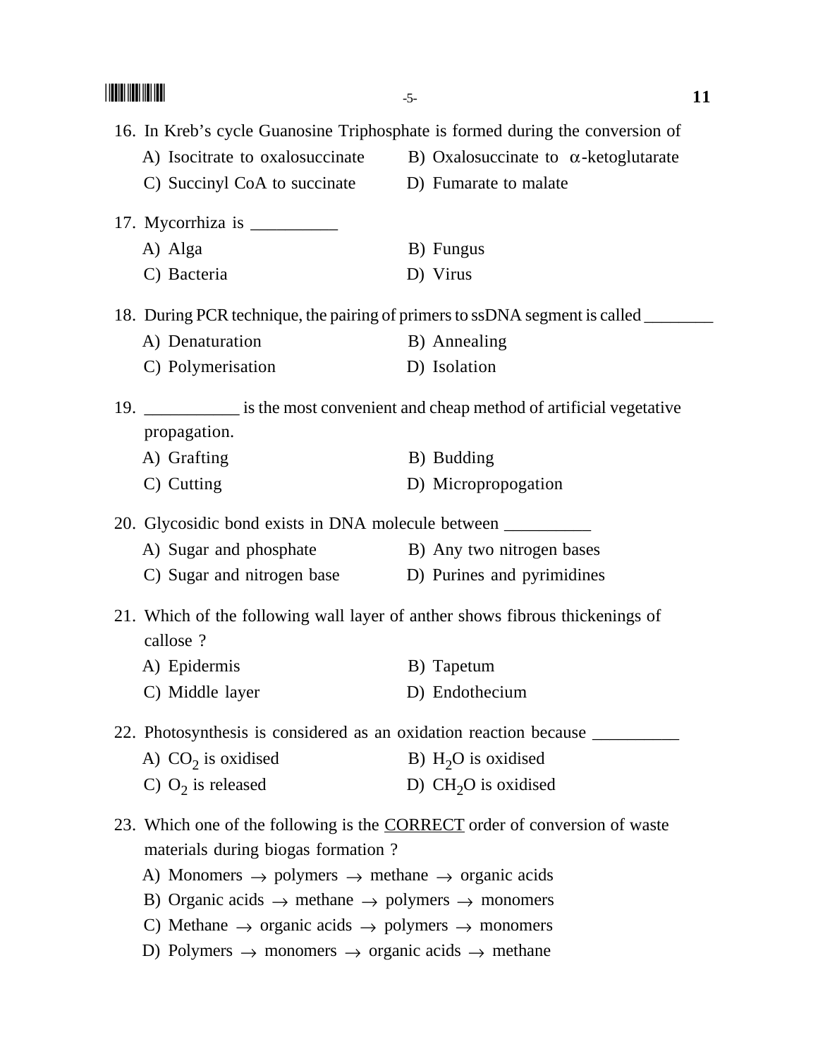16. In Kreb's cycle Guanosine Triphosphate is formed during the conversion of

   A) Isocitrate to oxalosuccinate
   B) Oxalosuccinate to $\alpha$-ketoglutarate
   C) Succinyl CoA to succinate
   D) Fumarate to malate

17. Mycorrhiza is __________

   A) Alga
   B) Fungus
   C) Bacteria
   D) Virus

18. During PCR technique, the pairing of primers to ssDNA segment is called ________

   A) Denaturation
   B) Annealing
   C) Polymerisation
   D) Isolation

19. ___________ is the most convenient and cheap method of artificial vegetative propagation.

   A) Grafting
   B) Budding
   C) Cutting
   D) Micropropogation

20. Glycosidic bond exists in DNA molecule between __________

   A) Sugar and phosphate
   B) Any two nitrogen bases
   C) Sugar and nitrogen base
   D) Purines and pyrimidines

21. Which of the following wall layer of anther shows fibrous thickenings of callose ?

   A) Epidermis
   B) Tapetum
   C) Middle layer
   D) Endothecium

22. Photosynthesis is considered as an oxidation reaction because __________

   A) $CO_2$ is oxidised
   B) $H_2O$ is oxidised
   C) $O_2$ is released
   D) $CH_2O$ is oxidised

23. Which one of the following is the <u>CORRECT</u> order of conversion of waste materials during biogas formation ?

   A) Monomers $\rightarrow$ polymers $\rightarrow$ methane $\rightarrow$ organic acids
   B) Organic acids $\rightarrow$ methane $\rightarrow$ polymers $\rightarrow$ monomers
   C) Methane $\rightarrow$ organic acids $\rightarrow$ polymers $\rightarrow$ monomers
   D) Polymers $\rightarrow$ monomers $\rightarrow$ organic acids $\rightarrow$ methane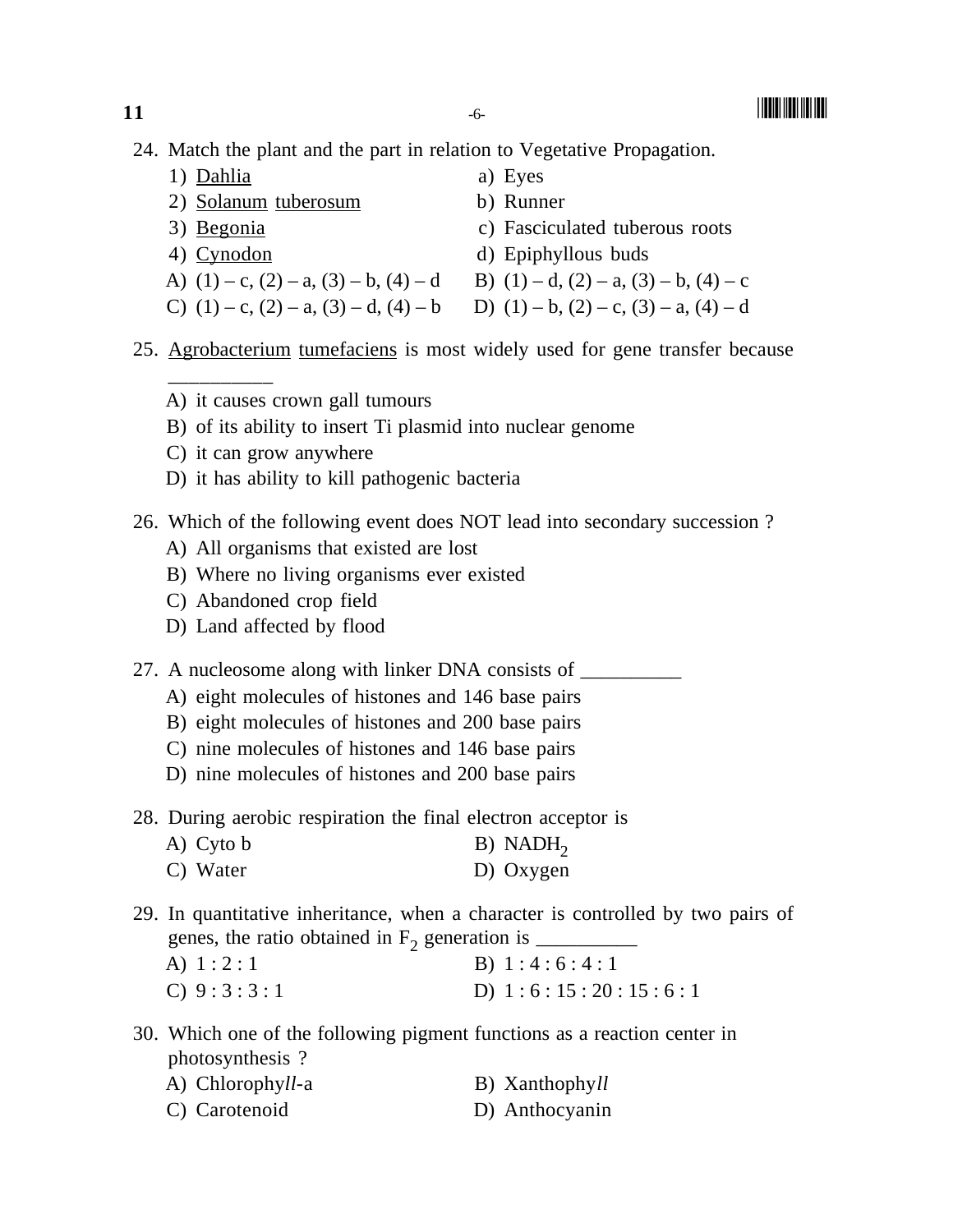24. Match the plant and the part in relation to Vegetative Propagation.

| | |
|---|---|
| 1) Dahlia | a) Eyes |
| 2) Solanum tuberosum | b) Runner |
| 3) Begonia | c) Fasciculated tuberous roots |
| 4) Cynodon | d) Epiphyllous buds |

A) (1) – c, (2) – a, (3) – b, (4) – d  B) (1) – d, (2) – a, (3) – b, (4) – c
C) (1) – c, (2) – a, (3) – d, (4) – b  D) (1) – b, (2) – c, (3) – a, (4) – d

25. Agrobacterium tumefaciens is most widely used for gene transfer because __________

A) it causes crown gall tumours
B) of its ability to insert Ti plasmid into nuclear genome
C) it can grow anywhere
D) it has ability to kill pathogenic bacteria

26. Which of the following event does NOT lead into secondary succession ?

A) All organisms that existed are lost
B) Where no living organisms ever existed
C) Abandoned crop field
D) Land affected by flood

27. A nucleosome along with linker DNA consists of __________

A) eight molecules of histones and 146 base pairs
B) eight molecules of histones and 200 base pairs
C) nine molecules of histones and 146 base pairs
D) nine molecules of histones and 200 base pairs

28. During aerobic respiration the final electron acceptor is

A) Cyto b  B) $NADH_2$
C) Water  D) Oxygen

29. In quantitative inheritance, when a character is controlled by two pairs of genes, the ratio obtained in $F_2$ generation is __________

A) 1 : 2 : 1  B) 1 : 4 : 6 : 4 : 1
C) 9 : 3 : 3 : 1  D) 1 : 6 : 15 : 20 : 15 : 6 : 1

30. Which one of the following pigment functions as a reaction center in photosynthesis ?

A) Chlorophy*ll*-a  B) Xanthophy*ll*
C) Carotenoid  D) Anthocyanin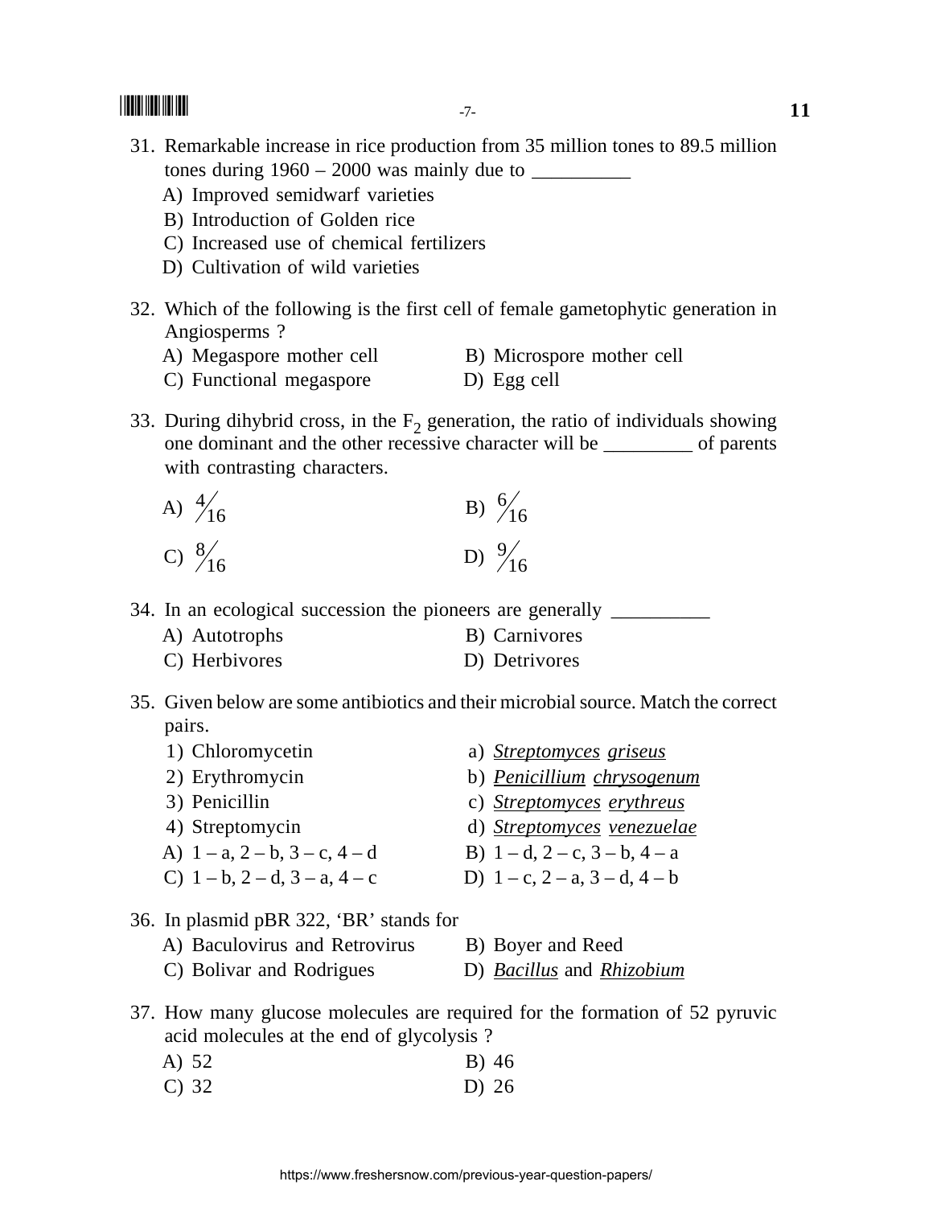31. Remarkable increase in rice production from 35 million tones to 89.5 million tones during 1960 – 2000 was mainly due to __________

 A) Improved semidwarf varieties
 B) Introduction of Golden rice
 C) Increased use of chemical fertilizers
 D) Cultivation of wild varieties

32. Which of the following is the first cell of female gametophytic generation in Angiosperms ?

 A) Megaspore mother cell
 B) Microspore mother cell
 C) Functional megaspore
 D) Egg cell

33. During dihybrid cross, in the $F_2$ generation, the ratio of individuals showing one dominant and the other recessive character will be _________ of parents with contrasting characters.

 A) $\frac{4}{16}$
 B) $\frac{6}{16}$
 C) $\frac{8}{16}$
 D) $\frac{9}{16}$

34. In an ecological succession the pioneers are generally __________

 A) Autotrophs
 B) Carnivores
 C) Herbivores
 D) Detrivores

35. Given below are some antibiotics and their microbial source. Match the correct pairs.

 1) Chloromycetin — a) *Streptomyces griseus*
 2) Erythromycin — b) *Penicillium chrysogenum*
 3) Penicillin — c) *Streptomyces erythreus*
 4) Streptomycin — d) *Streptomyces venezuelae*

 A) 1 – a, 2 – b, 3 – c, 4 – d
 B) 1 – d, 2 – c, 3 – b, 4 – a
 C) 1 – b, 2 – d, 3 – a, 4 – c
 D) 1 – c, 2 – a, 3 – d, 4 – b

36. In plasmid pBR 322, 'BR' stands for

 A) Baculovirus and Retrovirus
 B) Boyer and Reed
 C) Bolivar and Rodrigues
 D) *Bacillus* and *Rhizobium*

37. How many glucose molecules are required for the formation of 52 pyruvic acid molecules at the end of glycolysis ?

 A) 52
 B) 46
 C) 32
 D) 26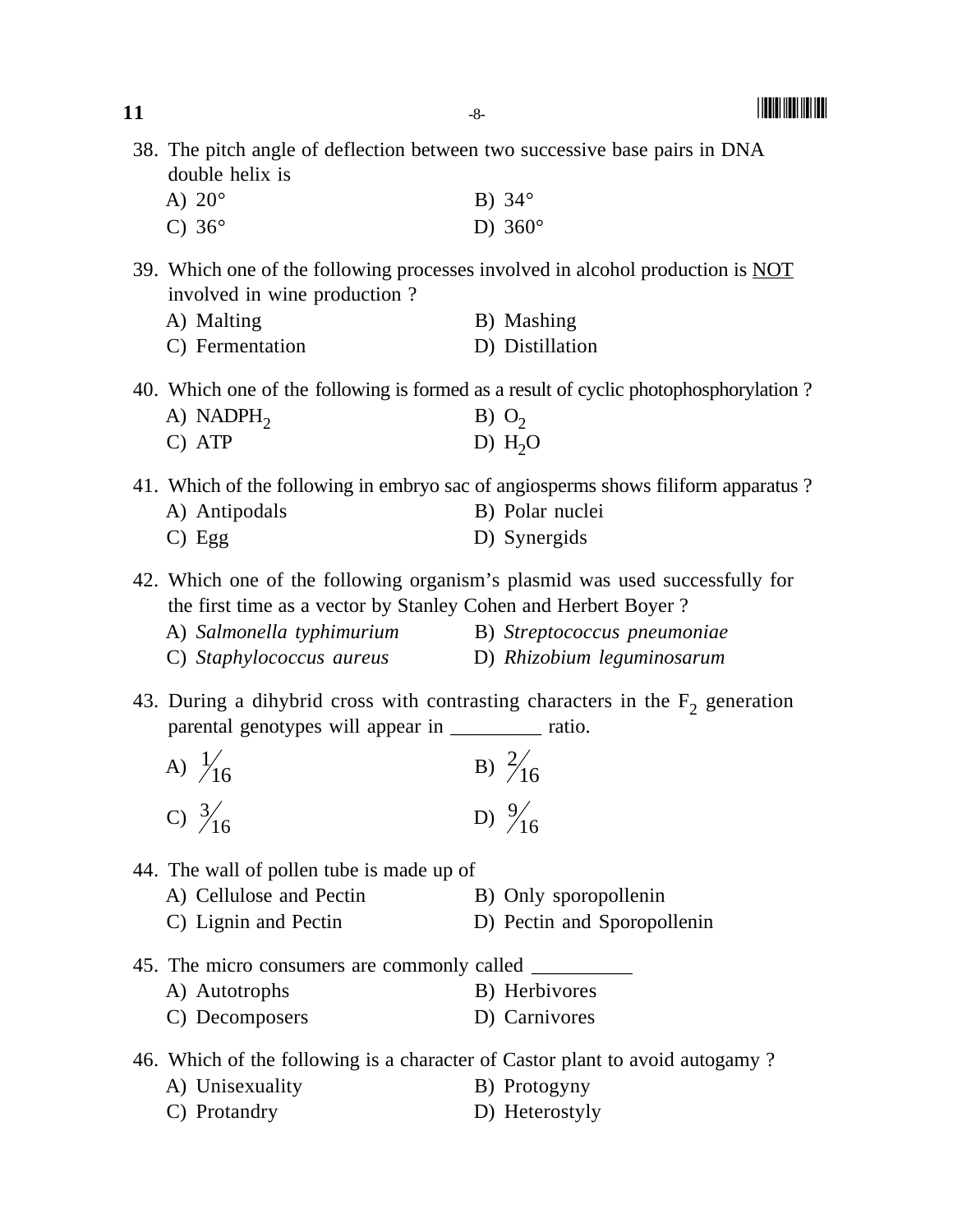38. The pitch angle of deflection between two successive base pairs in DNA double helix is

    A) 20°  B) 34°

    C) 36°  D) 360°

39. Which one of the following processes involved in alcohol production is <u>NOT</u> involved in wine production ?

    A) Malting  B) Mashing

    C) Fermentation  D) Distillation

40. Which one of the following is formed as a result of cyclic photophosphorylation ?

    A) $NADPH_2$  B) $O_2$

    C) ATP  D) $H_2O$

41. Which of the following in embryo sac of angiosperms shows filiform apparatus ?

    A) Antipodals  B) Polar nuclei

    C) Egg  D) Synergids

42. Which one of the following organism's plasmid was used successfully for the first time as a vector by Stanley Cohen and Herbert Boyer ?

    A) *Salmonella typhimurium*  B) *Streptococcus pneumoniae*

    C) *Staphylococcus aureus*  D) *Rhizobium leguminosarum*

43. During a dihybrid cross with contrasting characters in the $F_2$ generation parental genotypes will appear in _________ ratio.

    A) $\frac{1}{16}$  B) $\frac{2}{16}$

    C) $\frac{3}{16}$  D) $\frac{9}{16}$

44. The wall of pollen tube is made up of

    A) Cellulose and Pectin  B) Only sporopollenin

    C) Lignin and Pectin  D) Pectin and Sporopollenin

45. The micro consumers are commonly called __________

    A) Autotrophs  B) Herbivores

    C) Decomposers  D) Carnivores

46. Which of the following is a character of Castor plant to avoid autogamy ?

    A) Unisexuality  B) Protogyny

    C) Protandry  D) Heterostyly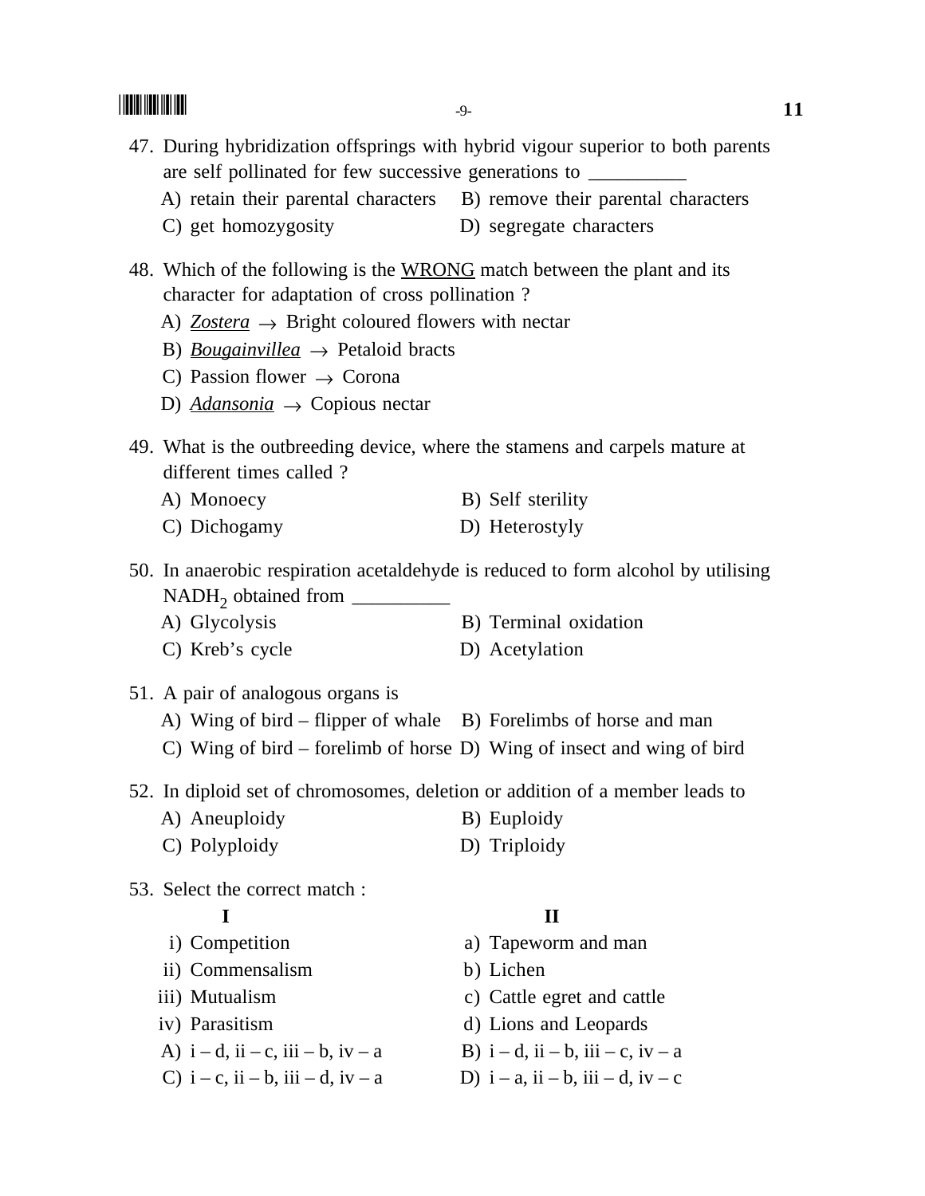47. During hybridization offsprings with hybrid vigour superior to both parents are self pollinated for few successive generations to __________

    A) retain their parental characters
    B) remove their parental characters
    C) get homozygosity
    D) segregate characters

48. Which of the following is the WRONG match between the plant and its character for adaptation of cross pollination ?

    A) *Zostera* $\rightarrow$ Bright coloured flowers with nectar
    B) *Bougainvillea* $\rightarrow$ Petaloid bracts
    C) Passion flower $\rightarrow$ Corona
    D) *Adansonia* $\rightarrow$ Copious nectar

49. What is the outbreeding device, where the stamens and carpels mature at different times called ?

    A) Monoecy
    B) Self sterility
    C) Dichogamy
    D) Heterostyly

50. In anaerobic respiration acetaldehyde is reduced to form alcohol by utilising $NADH_2$ obtained from __________

    A) Glycolysis
    B) Terminal oxidation
    C) Kreb's cycle
    D) Acetylation

51. A pair of analogous organs is

    A) Wing of bird – flipper of whale
    B) Forelimbs of horse and man
    C) Wing of bird – forelimb of horse
    D) Wing of insect and wing of bird

52. In diploid set of chromosomes, deletion or addition of a member leads to

    A) Aneuploidy
    B) Euploidy
    C) Polyploidy
    D) Triploidy

53. Select the correct match :

| I | II |
|---|---|
| i) Competition | a) Tapeworm and man |
| ii) Commensalism | b) Lichen |
| iii) Mutualism | c) Cattle egret and cattle |
| iv) Parasitism | d) Lions and Leopards |

    A) i – d, ii – c, iii – b, iv – a
    B) i – d, ii – b, iii – c, iv – a
    C) i – c, ii – b, iii – d, iv – a
    D) i – a, ii – b, iii – d, iv – c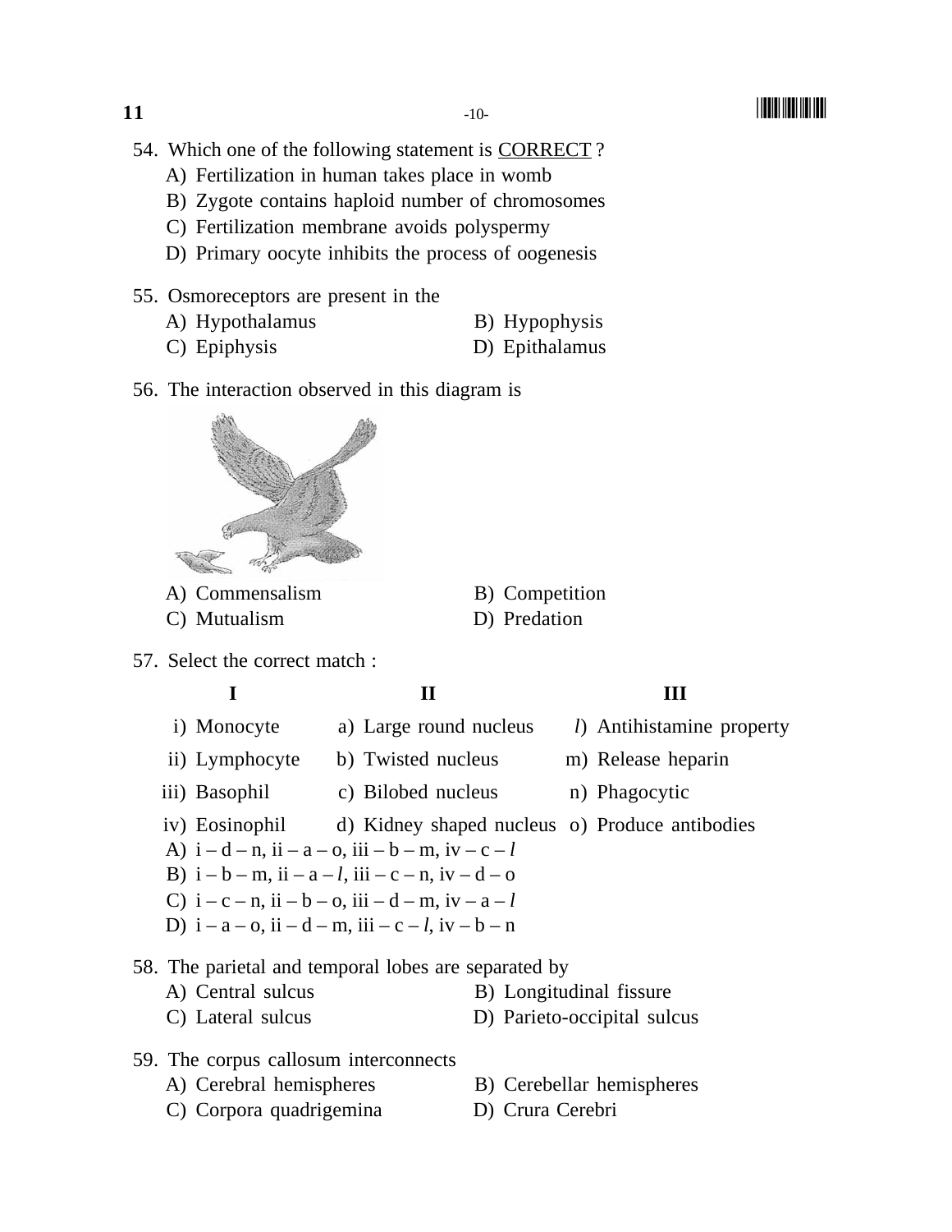54. Which one of the following statement is <u>CORRECT</u> ?

A) Fertilization in human takes place in womb

B) Zygote contains haploid number of chromosomes

C) Fertilization membrane avoids polyspermy

D) Primary oocyte inhibits the process of oogenesis

55. Osmoreceptors are present in the

A) Hypothalamus B) Hypophysis

C) Epiphysis D) Epithalamus

56. The interaction observed in this diagram is

A) Commensalism B) Competition

C) Mutualism D) Predation

57. Select the correct match :

| I | II | III |
|---|---|---|
| i) Monocyte | a) Large round nucleus | *l*) Antihistamine property |
| ii) Lymphocyte | b) Twisted nucleus | m) Release heparin |
| iii) Basophil | c) Bilobed nucleus | n) Phagocytic |
| iv) Eosinophil | d) Kidney shaped nucleus | o) Produce antibodies |

A) i – d – n, ii – a – o, iii – b – m, iv – c – *l*

B) i – b – m, ii – a – *l*, iii – c – n, iv – d – o

C) i – c – n, ii – b – o, iii – d – m, iv – a – *l*

D) i – a – o, ii – d – m, iii – c – *l*, iv – b – n

58. The parietal and temporal lobes are separated by

A) Central sulcus B) Longitudinal fissure

C) Lateral sulcus D) Parieto-occipital sulcus

59. The corpus callosum interconnects

A) Cerebral hemispheres B) Cerebellar hemispheres

C) Corpora quadrigemina D) Crura Cerebri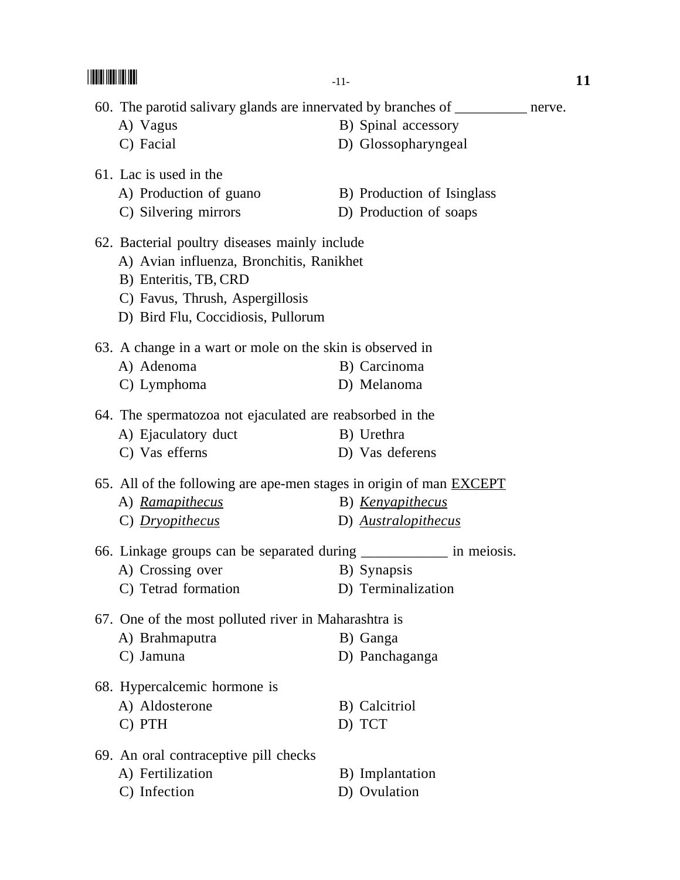60. The parotid salivary glands are innervated by branches of __________ nerve.

A) Vagus
B) Spinal accessory
C) Facial
D) Glossopharyngeal

61. Lac is used in the

A) Production of guano
B) Production of Isinglass
C) Silvering mirrors
D) Production of soaps

62. Bacterial poultry diseases mainly include

A) Avian influenza, Bronchitis, Ranikhet
B) Enteritis, TB, CRD
C) Favus, Thrush, Aspergillosis
D) Bird Flu, Coccidiosis, Pullorum

63. A change in a wart or mole on the skin is observed in

A) Adenoma
B) Carcinoma
C) Lymphoma
D) Melanoma

64. The spermatozoa not ejaculated are reabsorbed in the

A) Ejaculatory duct
B) Urethra
C) Vas efferns
D) Vas deferens

65. All of the following are ape-men stages in origin of man <u>EXCEPT</u>

A) <u>*Ramapithecus*</u>
B) <u>*Kenyapithecus*</u>
C) <u>*Dryopithecus*</u>
D) <u>*Australopithecus*</u>

66. Linkage groups can be separated during ___________ in meiosis.

A) Crossing over
B) Synapsis
C) Tetrad formation
D) Terminalization

67. One of the most polluted river in Maharashtra is

A) Brahmaputra
B) Ganga
C) Jamuna
D) Panchaganga

68. Hypercalcemic hormone is

A) Aldosterone
B) Calcitriol
C) PTH
D) TCT

69. An oral contraceptive pill checks

A) Fertilization
B) Implantation
C) Infection
D) Ovulation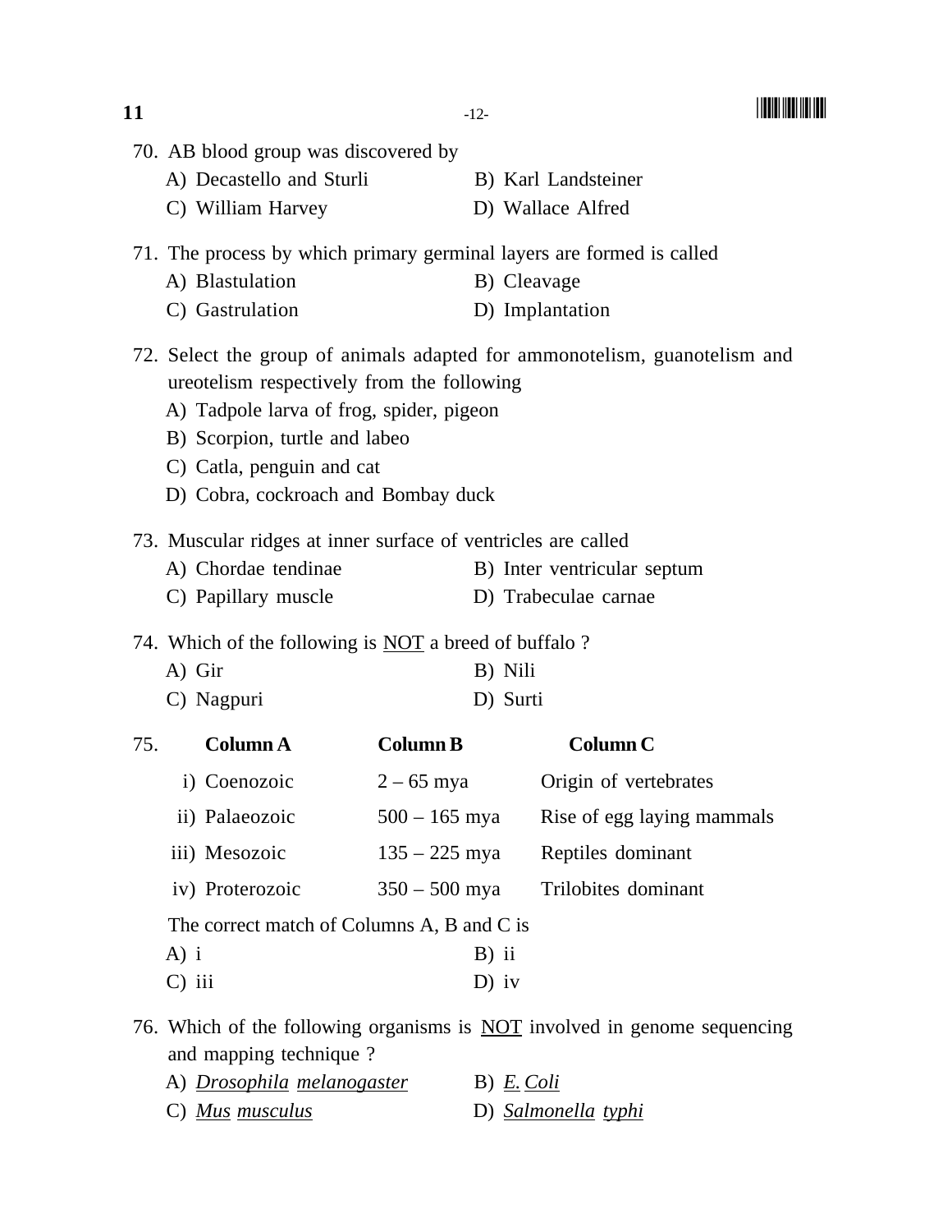70. AB blood group was discovered by

A) Decastello and Sturli
B) Karl Landsteiner
C) William Harvey
D) Wallace Alfred

71. The process by which primary germinal layers are formed is called

A) Blastulation
B) Cleavage
C) Gastrulation
D) Implantation

72. Select the group of animals adapted for ammonotelism, guanotelism and ureotelism respectively from the following

A) Tadpole larva of frog, spider, pigeon
B) Scorpion, turtle and labeo
C) Catla, penguin and cat
D) Cobra, cockroach and Bombay duck

73. Muscular ridges at inner surface of ventricles are called

A) Chordae tendinae
B) Inter ventricular septum
C) Papillary muscle
D) Trabeculae carnae

74. Which of the following is NOT a breed of buffalo ?

A) Gir
B) Nili
C) Nagpuri
D) Surti

75.

| Column A | Column B | Column C |
|---|---|---|
| i) Coenozoic | 2 – 65 mya | Origin of vertebrates |
| ii) Palaeozoic | 500 – 165 mya | Rise of egg laying mammals |
| iii) Mesozoic | 135 – 225 mya | Reptiles dominant |
| iv) Proterozoic | 350 – 500 mya | Trilobites dominant |

The correct match of Columns A, B and C is

A) i
B) ii
C) iii
D) iv

76. Which of the following organisms is NOT involved in genome sequencing and mapping technique ?

A) *Drosophila melanogaster*
B) *E. Coli*
C) *Mus musculus*
D) *Salmonella typhi*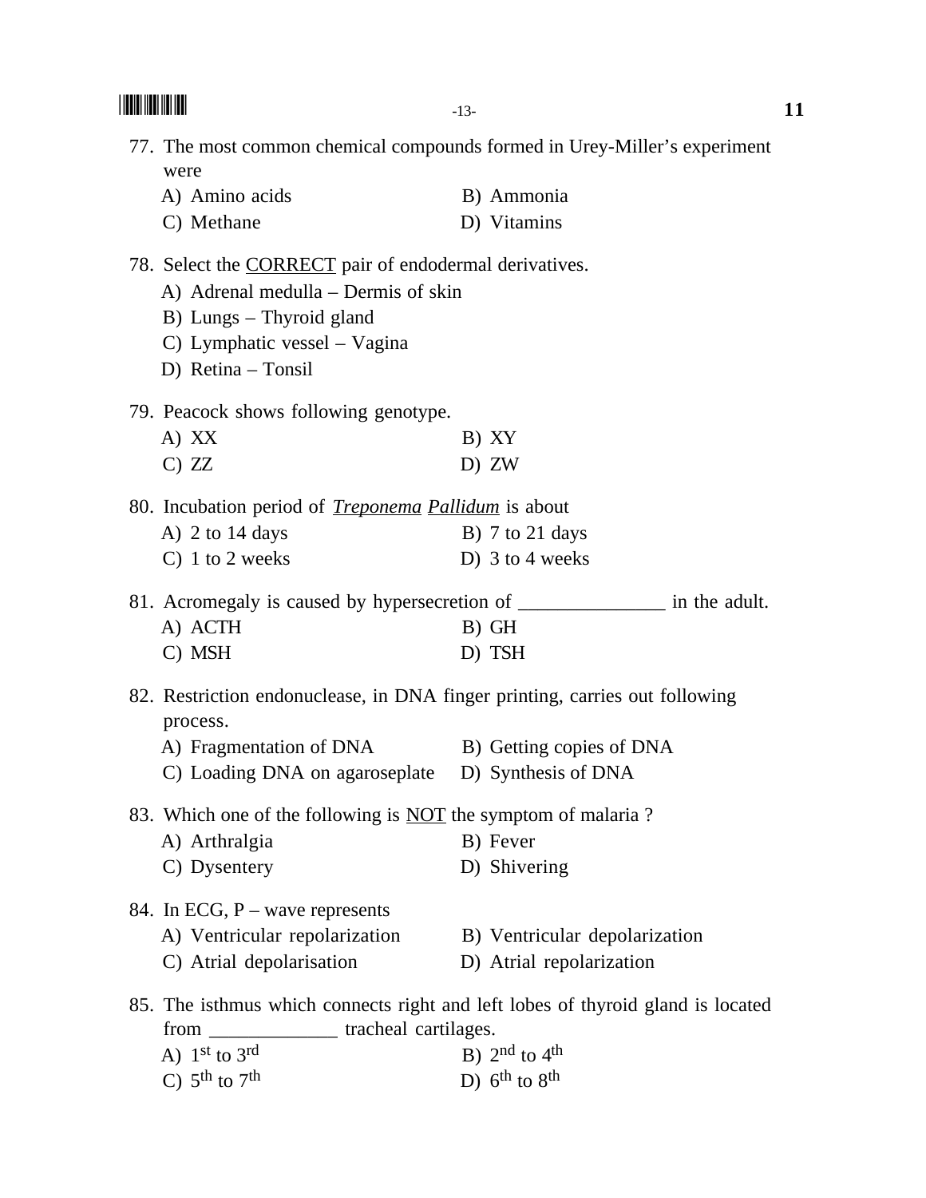77. The most common chemical compounds formed in Urey-Miller's experiment were

A) Amino acids  
B) Ammonia  
C) Methane  
D) Vitamins

78. Select the <u>CORRECT</u> pair of endodermal derivatives.

A) Adrenal medulla – Dermis of skin  
B) Lungs – Thyroid gland  
C) Lymphatic vessel – Vagina  
D) Retina – Tonsil

79. Peacock shows following genotype.

A) XX  
B) XY  
C) ZZ  
D) ZW

80. Incubation period of <u>*Treponema*</u> <u>*Pallidum*</u> is about

A) 2 to 14 days  
B) 7 to 21 days  
C) 1 to 2 weeks  
D) 3 to 4 weeks

81. Acromegaly is caused by hypersecretion of _______________ in the adult.

A) ACTH  
B) GH  
C) MSH  
D) TSH

82. Restriction endonuclease, in DNA finger printing, carries out following process.

A) Fragmentation of DNA  
B) Getting copies of DNA  
C) Loading DNA on agaroseplate  
D) Synthesis of DNA

83. Which one of the following is <u>NOT</u> the symptom of malaria ?

A) Arthralgia  
B) Fever  
C) Dysentery  
D) Shivering

84. In ECG, P – wave represents

A) Ventricular repolarization  
B) Ventricular depolarization  
C) Atrial depolarisation  
D) Atrial repolarization

85. The isthmus which connects right and left lobes of thyroid gland is located from _____________ tracheal cartilages.

A) $1^{st}$ to $3^{rd}$  
B) $2^{nd}$ to $4^{th}$  
C) $5^{th}$ to $7^{th}$  
D) $6^{th}$ to $8^{th}$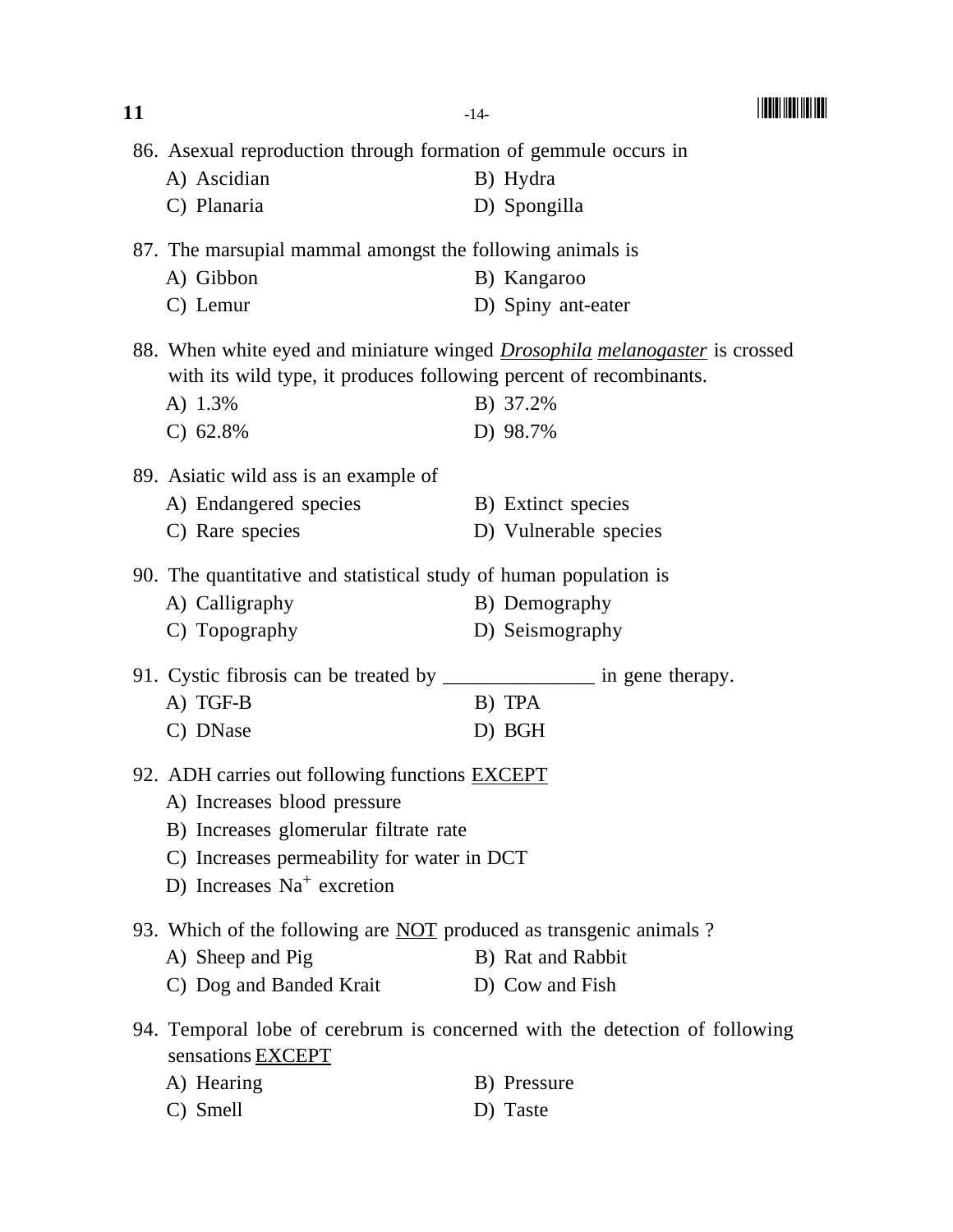86. Asexual reproduction through formation of gemmule occurs in

A) Ascidian  
B) Hydra  
C) Planaria  
D) Spongilla

87. The marsupial mammal amongst the following animals is

A) Gibbon  
B) Kangaroo  
C) Lemur  
D) Spiny ant-eater

88. When white eyed and miniature winged *Drosophila melanogaster* is crossed with its wild type, it produces following percent of recombinants.

A) 1.3%  
B) 37.2%  
C) 62.8%  
D) 98.7%

89. Asiatic wild ass is an example of

A) Endangered species  
B) Extinct species  
C) Rare species  
D) Vulnerable species

90. The quantitative and statistical study of human population is

A) Calligraphy  
B) Demography  
C) Topography  
D) Seismography

91. Cystic fibrosis can be treated by _______________ in gene therapy.

A) TGF-B  
B) TPA  
C) DNase  
D) BGH

92. ADH carries out following functions EXCEPT

A) Increases blood pressure  
B) Increases glomerular filtrate rate  
C) Increases permeability for water in DCT  
D) Increases $Na^+$ excretion

93. Which of the following are NOT produced as transgenic animals ?

A) Sheep and Pig  
B) Rat and Rabbit  
C) Dog and Banded Krait  
D) Cow and Fish

94. Temporal lobe of cerebrum is concerned with the detection of following sensations EXCEPT

A) Hearing  
B) Pressure  
C) Smell  
D) Taste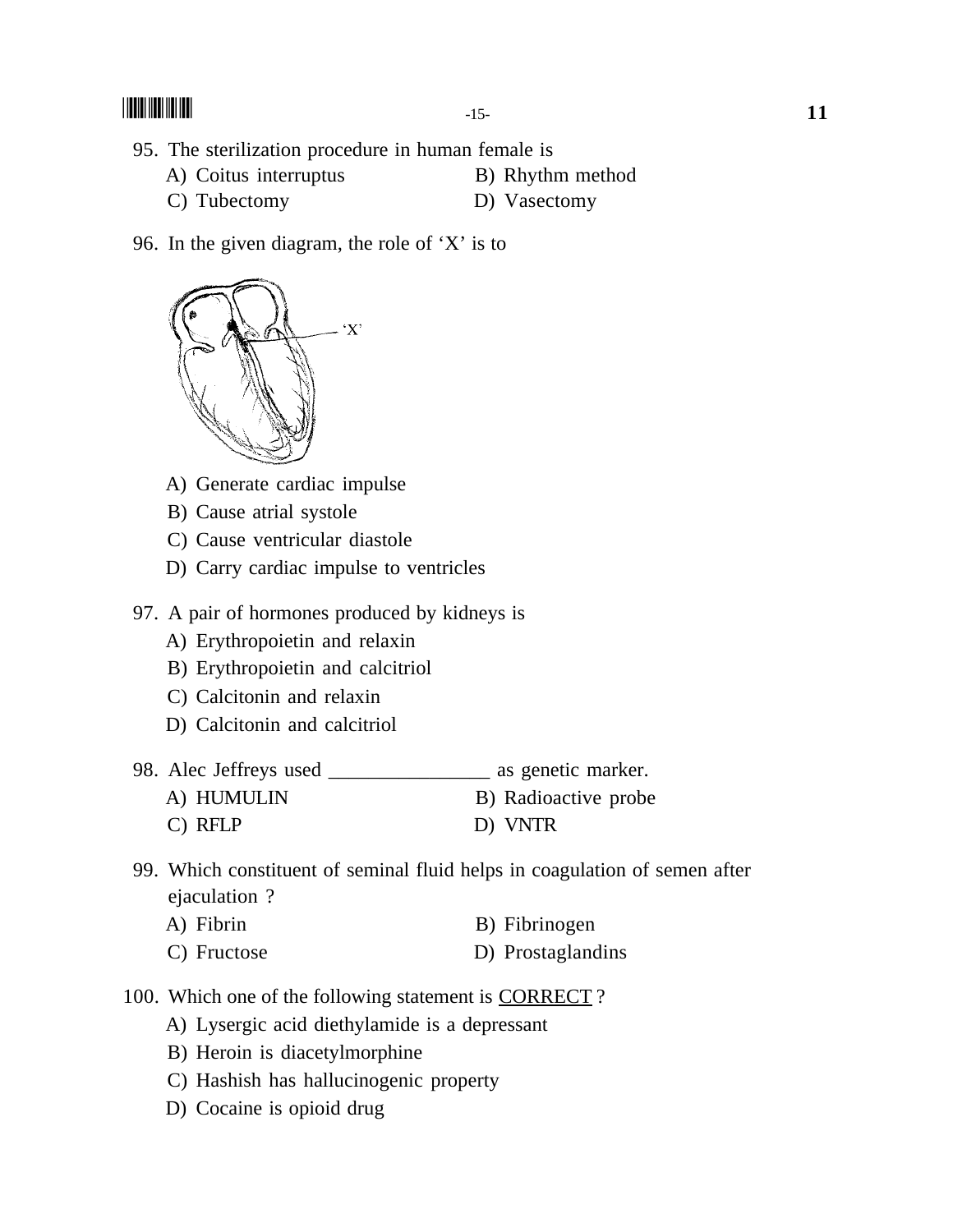95. The sterilization procedure in human female is

A) Coitus interruptus B) Rhythm method

C) Tubectomy D) Vasectomy

96. In the given diagram, the role of 'X' is to

'X'

A) Generate cardiac impulse

B) Cause atrial systole

C) Cause ventricular diastole

D) Carry cardiac impulse to ventricles

97. A pair of hormones produced by kidneys is

A) Erythropoietin and relaxin

B) Erythropoietin and calcitriol

C) Calcitonin and relaxin

D) Calcitonin and calcitriol

98. Alec Jeffreys used _______________ as genetic marker.

A) HUMULIN B) Radioactive probe

C) RFLP D) VNTR

99. Which constituent of seminal fluid helps in coagulation of semen after ejaculation ?

A) Fibrin B) Fibrinogen

C) Fructose D) Prostaglandins

100. Which one of the following statement is CORRECT ?

A) Lysergic acid diethylamide is a depressant

B) Heroin is diacetylmorphine

C) Hashish has hallucinogenic property

D) Cocaine is opioid drug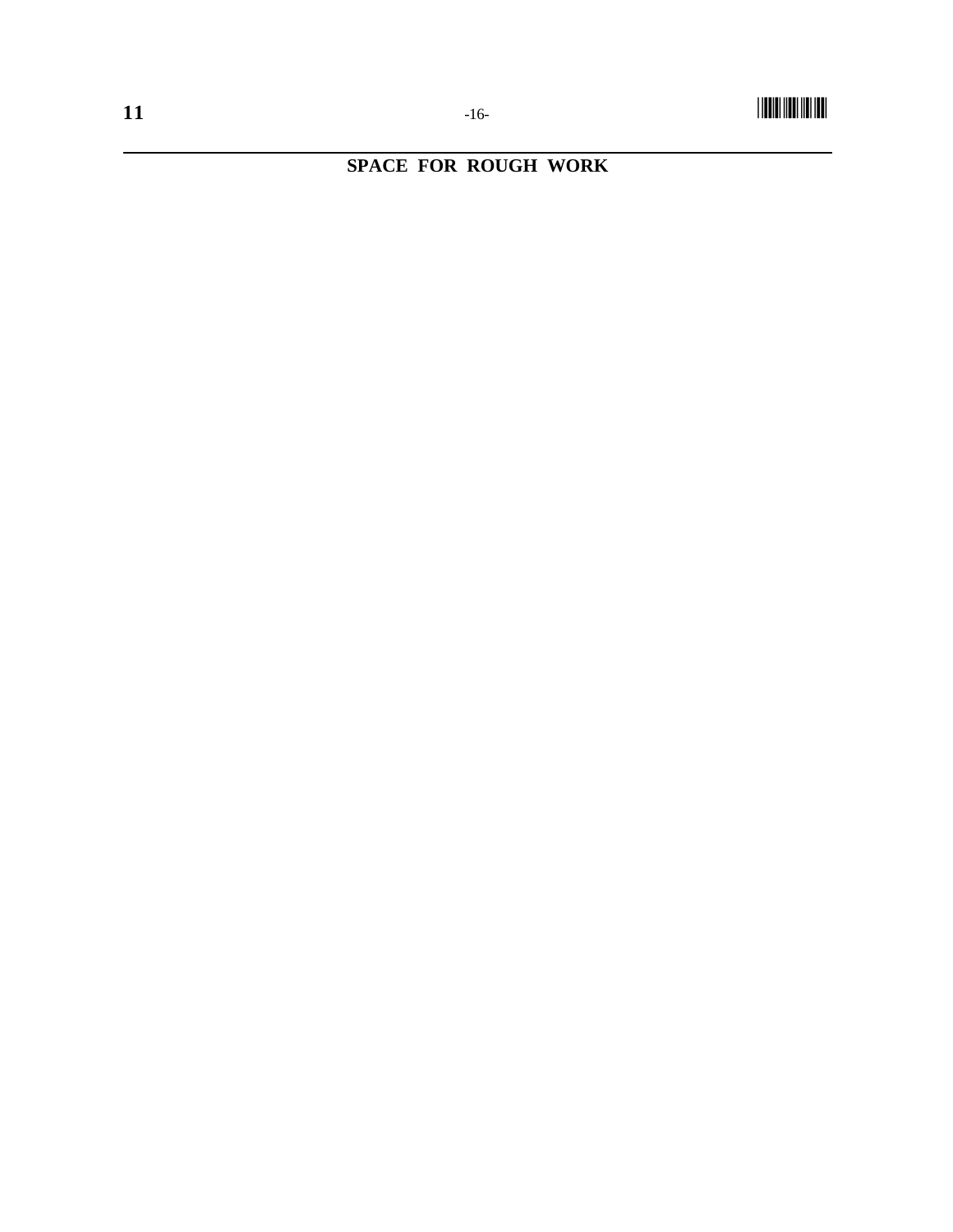**SPACE FOR ROUGH WORK**